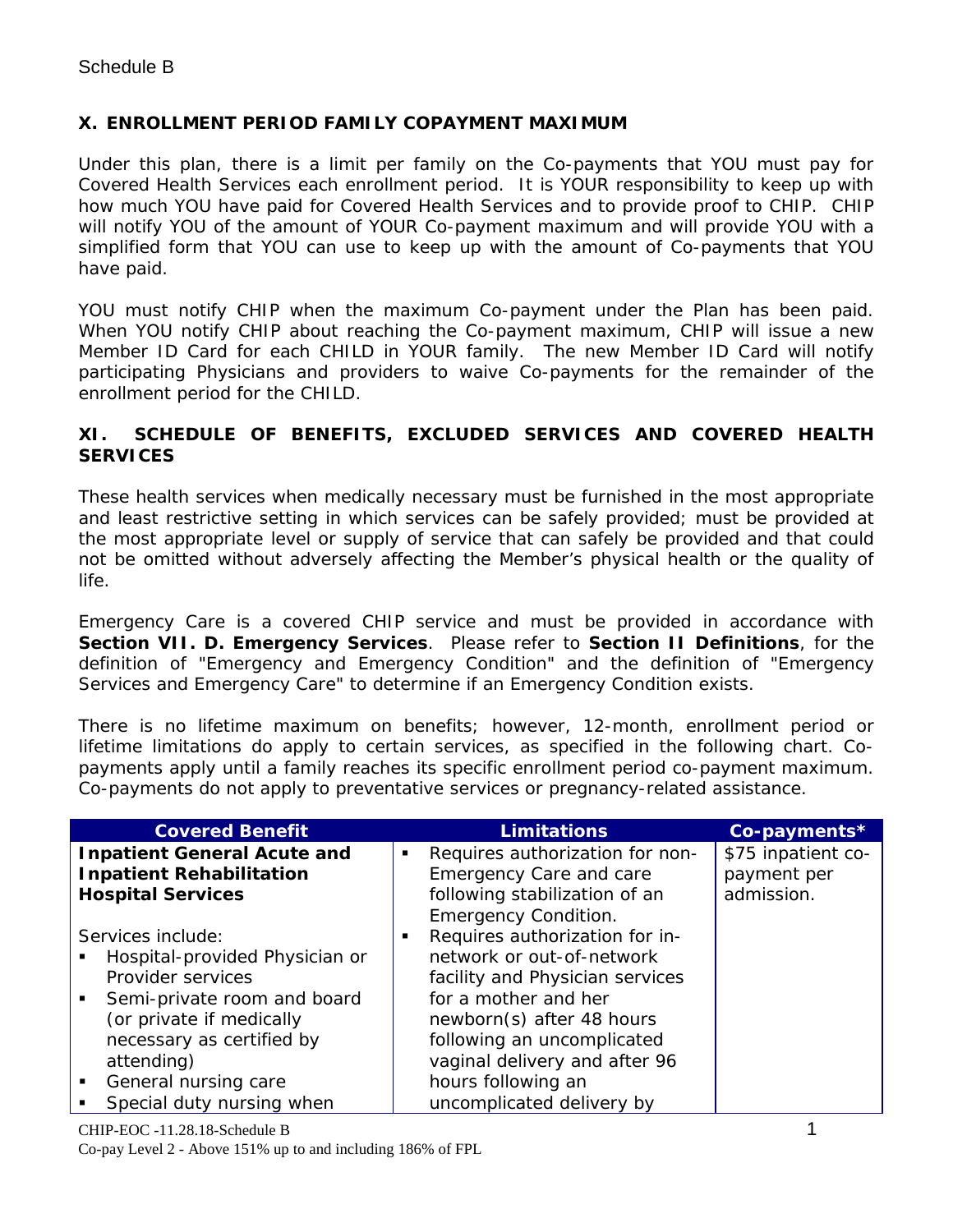Schedule B

## X. ENROLLMENT PERIOD FAMILY COPAYMENT MAXIMUM

Under this plan, there is a limit per family on the Co-payments that YOU must pay for Covered Health Services each enrollment period. It is YOUR responsibility to keep up with how much YOU have paid for Covered Health Services and to provide proof to CHIP. CHIP will notify YOU of the amount of YOUR Co-payment maximum and will provide YOU with a simplified form that YOU can use to keep up with the amount of Co-payments that YOU have paid.

YOU must notify CHIP when the maximum Co-payment under the Plan has been paid. When YOU notify CHIP about reaching the Co-payment maximum, CHIP will issue a new Member ID Card for each CHILD in YOUR family. The new Member ID Card will notify participating Physicians and providers to waive Co-payments for the remainder of the enrollment period for the CHILD.

## XI. SCHEDULE OF BENEFITS, EXCLUDED SERVICES AND COVERED HEALTH SERVICES

These health services when medically necessary must be furnished in the most appropriate and least restrictive setting in which services can be safely provided; must be provided at the most appropriate level or supply of service that can safely be provided and that could not be omitted without adversely affecting the Member's physical health or the quality of life.

Emergency Care is a covered CHIP service and must be provided in accordance with **Section VII. D. Emergency Services**. Please refer to **Section II Definitions**, for the definition of "Emergency and Emergency Condition" and the definition of "Emergency Services and Emergency Care" to determine if an Emergency Condition exists.

There is no lifetime maximum on benefits; however, 12-month, enrollment period or lifetime limitations do apply to certain services, as specified in the following chart. Co-payments apply until a family reaches its specific enrollment period co-payment maximum. Co-payments do not apply to preventative services or pregnancy-related assistance.

| Covered Benefit | Limitations | Co-payments* |
|---|---|---|
| **Inpatient General Acute and Inpatient Rehabilitation Hospital Services**<br><br>Services include:<br>▪ Hospital-provided Physician or Provider services<br>▪ Semi-private room and board (or private if medically necessary as certified by attending)<br>▪ General nursing care<br>▪ Special duty nursing when | ▪ Requires authorization for non-Emergency Care and care following stabilization of an Emergency Condition.<br>▪ Requires authorization for in-network or out-of-network facility and Physician services for a mother and her newborn(s) after 48 hours following an uncomplicated vaginal delivery and after 96 hours following an uncomplicated delivery by | $75 inpatient co-payment per admission. |

CHIP-EOC -11.28.18-Schedule B
Co-pay Level 2 - Above 151% up to and including 186% of FPL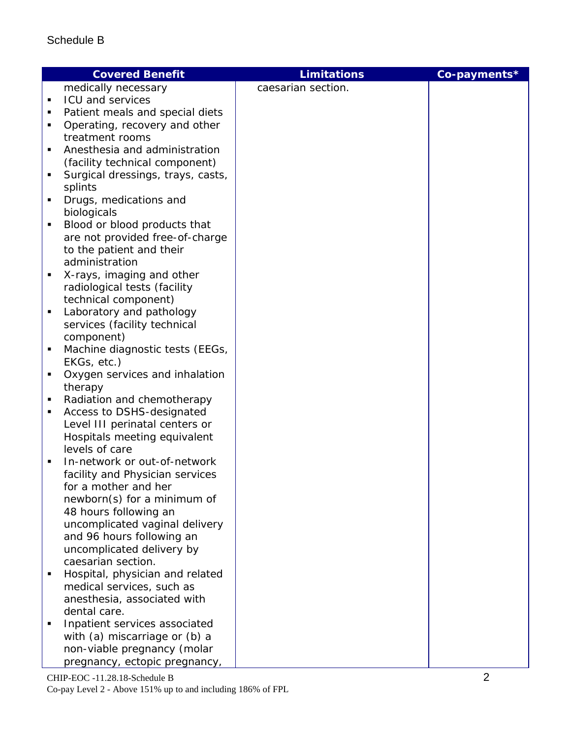Schedule B

| Covered Benefit | Limitations | Co-payments* |
|---|---|---|
| medically necessary<br>▪ ICU and services<br>▪ Patient meals and special diets<br>▪ Operating, recovery and other treatment rooms<br>▪ Anesthesia and administration (facility technical component)<br>▪ Surgical dressings, trays, casts, splints<br>▪ Drugs, medications and biologicals<br>▪ Blood or blood products that are not provided free-of-charge to the patient and their administration<br>▪ X-rays, imaging and other radiological tests (facility technical component)<br>▪ Laboratory and pathology services (facility technical component)<br>▪ Machine diagnostic tests (EEGs, EKGs, etc.)<br>▪ Oxygen services and inhalation therapy<br>▪ Radiation and chemotherapy<br>▪ Access to DSHS-designated Level III perinatal centers or Hospitals meeting equivalent levels of care<br>▪ In-network or out-of-network facility and Physician services for a mother and her newborn(s) for a minimum of 48 hours following an uncomplicated vaginal delivery and 96 hours following an uncomplicated delivery by caesarian section.<br>▪ Hospital, physician and related medical services, such as anesthesia, associated with dental care.<br>▪ Inpatient services associated with (a) miscarriage or (b) a non-viable pregnancy (molar pregnancy, ectopic pregnancy, | caesarian section. | |

CHIP-EOC -11.28.18-Schedule B

Co-pay Level 2 - Above 151% up to and including 186% of FPL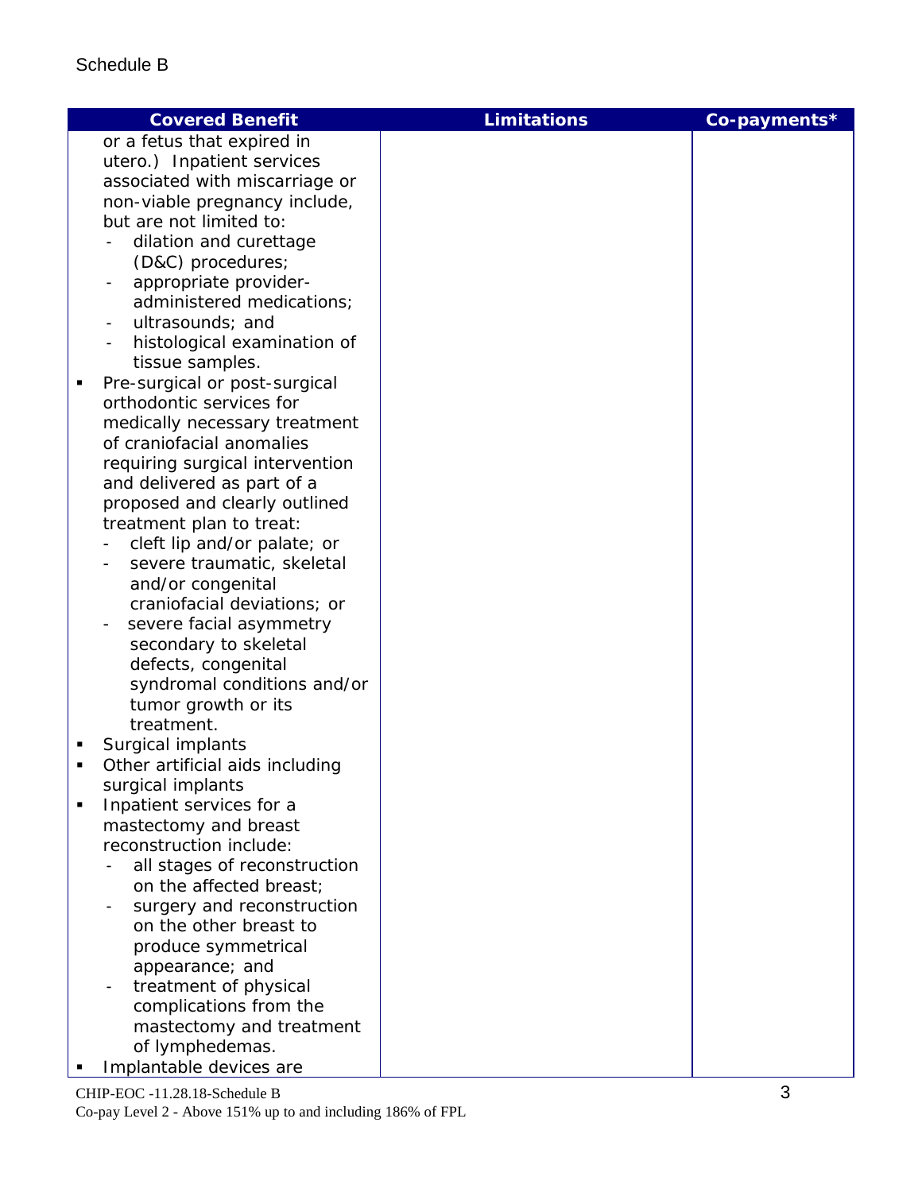Schedule B

| Covered Benefit | Limitations | Co-payments* |
|---|---|---|
| or a fetus that expired in utero.) Inpatient services associated with miscarriage or non-viable pregnancy include, but are not limited to:<br>- dilation and curettage (D&C) procedures;<br>- appropriate provider-administered medications;<br>- ultrasounds; and<br>- histological examination of tissue samples.<br>▪ Pre-surgical or post-surgical orthodontic services for medically necessary treatment of craniofacial anomalies requiring surgical intervention and delivered as part of a proposed and clearly outlined treatment plan to treat:<br>- cleft lip and/or palate; or<br>- severe traumatic, skeletal and/or congenital craniofacial deviations; or<br>- severe facial asymmetry secondary to skeletal defects, congenital syndromal conditions and/or tumor growth or its treatment.<br>▪ Surgical implants<br>▪ Other artificial aids including surgical implants<br>▪ Inpatient services for a mastectomy and breast reconstruction include:<br>- all stages of reconstruction on the affected breast;<br>- surgery and reconstruction on the other breast to produce symmetrical appearance; and<br>- treatment of physical complications from the mastectomy and treatment of lymphedemas.<br>▪ Implantable devices are | | |

CHIP-EOC -11.28.18-Schedule B
Co-pay Level 2 - Above 151% up to and including 186% of FPL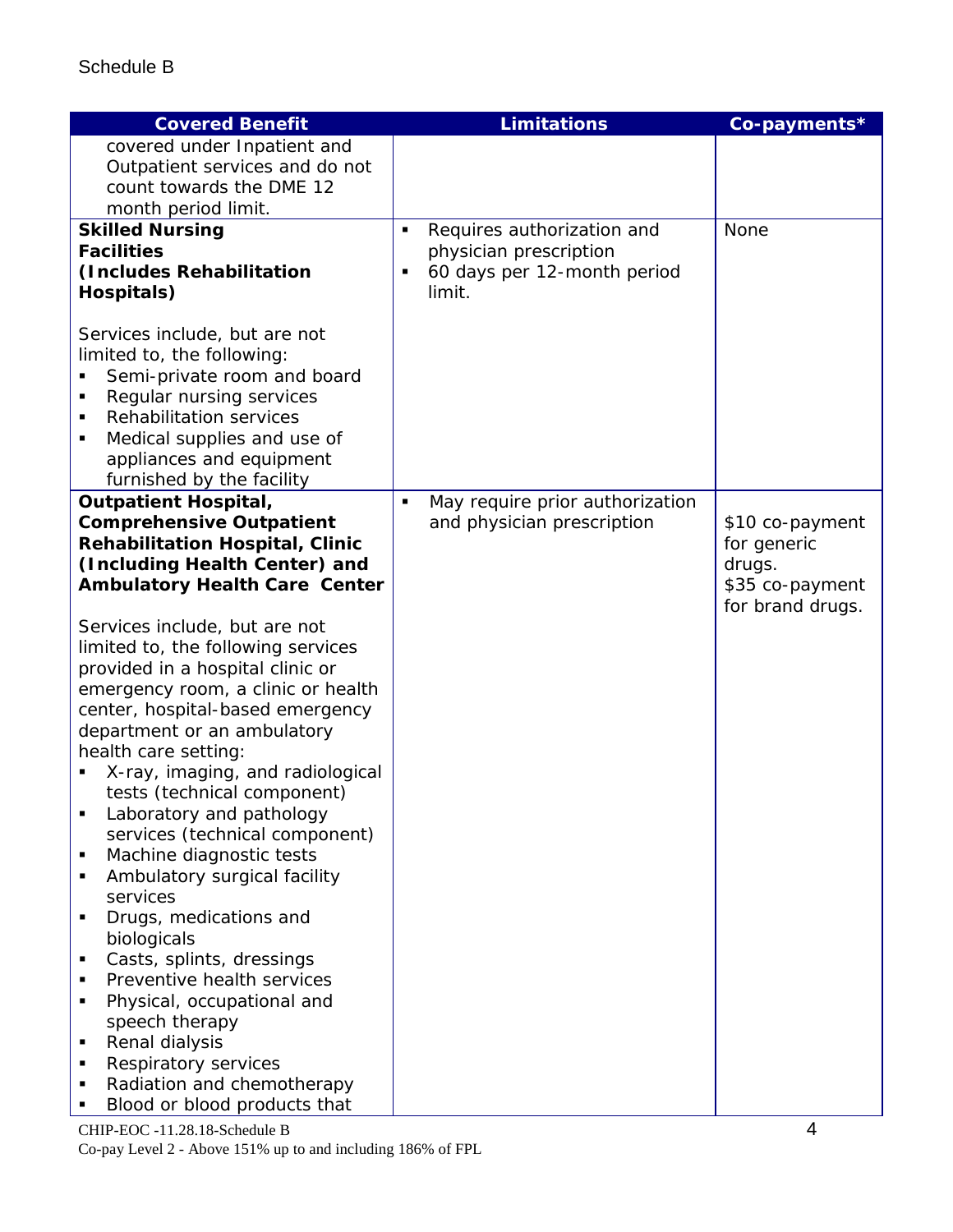Schedule B

| Covered Benefit | Limitations | Co-payments* |
|---|---|---|
| covered under Inpatient and Outpatient services and do not count towards the DME 12 month period limit. | | |
| **Skilled Nursing Facilities (Includes Rehabilitation Hospitals)**<br><br>Services include, but are not limited to, the following:<br>▪ Semi-private room and board<br>▪ Regular nursing services<br>▪ Rehabilitation services<br>▪ Medical supplies and use of appliances and equipment furnished by the facility | ▪ Requires authorization and physician prescription<br>▪ 60 days per 12-month period limit. | None |
| **Outpatient Hospital, Comprehensive Outpatient Rehabilitation Hospital, Clinic (Including Health Center) and Ambulatory Health Care Center**<br><br>Services include, but are not limited to, the following services provided in a hospital clinic or emergency room, a clinic or health center, hospital-based emergency department or an ambulatory health care setting:<br>▪ X-ray, imaging, and radiological tests (technical component)<br>▪ Laboratory and pathology services (technical component)<br>▪ Machine diagnostic tests<br>▪ Ambulatory surgical facility services<br>▪ Drugs, medications and biologicals<br>▪ Casts, splints, dressings<br>▪ Preventive health services<br>▪ Physical, occupational and speech therapy<br>▪ Renal dialysis<br>▪ Respiratory services<br>▪ Radiation and chemotherapy<br>▪ Blood or blood products that | ▪ May require prior authorization and physician prescription | $10 co-payment for generic drugs.<br>$35 co-payment for brand drugs. |

CHIP-EOC -11.28.18-Schedule B
Co-pay Level 2 - Above 151% up to and including 186% of FPL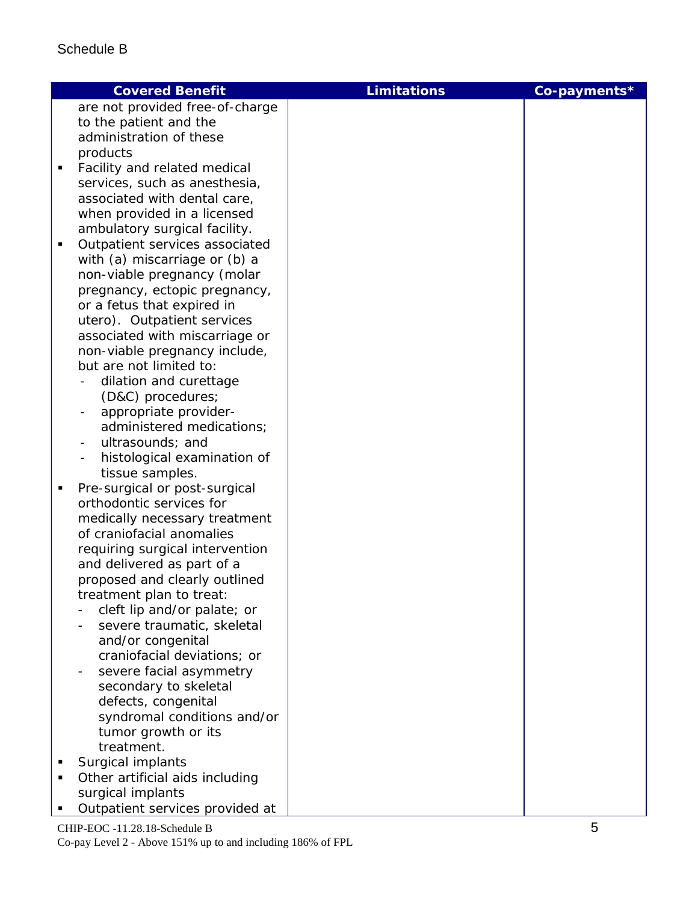Schedule B

| Covered Benefit | Limitations | Co-payments* |
|---|---|---|
| are not provided free-of-charge to the patient and the administration of these products<br>▪ Facility and related medical services, such as anesthesia, associated with dental care, when provided in a licensed ambulatory surgical facility.<br>▪ Outpatient services associated with (a) miscarriage or (b) a non-viable pregnancy (molar pregnancy, ectopic pregnancy, or a fetus that expired in utero). Outpatient services associated with miscarriage or non-viable pregnancy include, but are not limited to:<br>- dilation and curettage (D&C) procedures;<br>- appropriate provider-administered medications;<br>- ultrasounds; and<br>- histological examination of tissue samples.<br>▪ Pre-surgical or post-surgical orthodontic services for medically necessary treatment of craniofacial anomalies requiring surgical intervention and delivered as part of a proposed and clearly outlined treatment plan to treat:<br>- cleft lip and/or palate; or<br>- severe traumatic, skeletal and/or congenital craniofacial deviations; or<br>- severe facial asymmetry secondary to skeletal defects, congenital syndromal conditions and/or tumor growth or its treatment.<br>▪ Surgical implants<br>▪ Other artificial aids including surgical implants<br>▪ Outpatient services provided at | | |

CHIP-EOC -11.28.18-Schedule B
Co-pay Level 2 - Above 151% up to and including 186% of FPL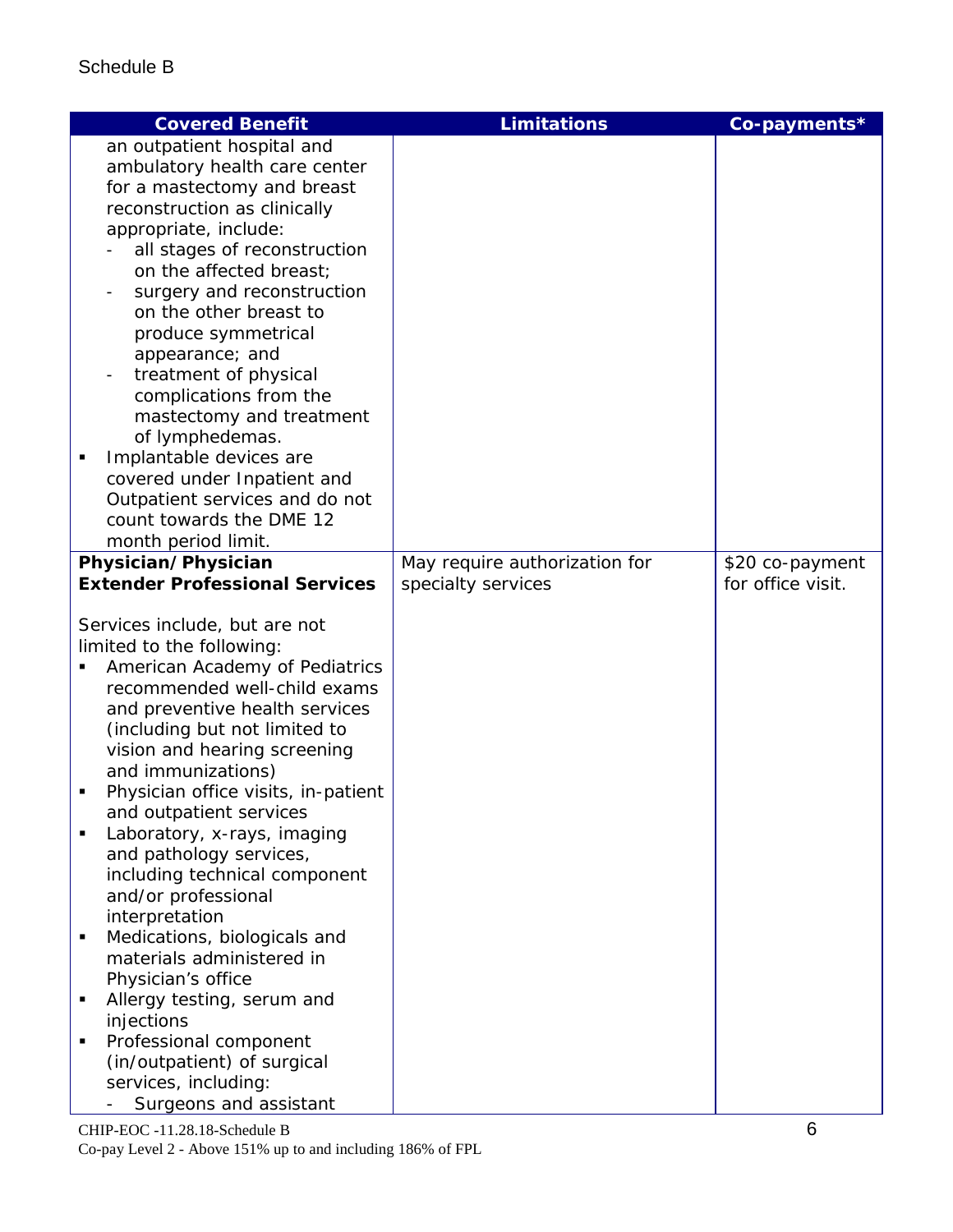Schedule B

| Covered Benefit | Limitations | Co-payments* |
| --- | --- | --- |
| an outpatient hospital and ambulatory health care center for a mastectomy and breast reconstruction as clinically appropriate, include:<br>- all stages of reconstruction on the affected breast;<br>- surgery and reconstruction on the other breast to produce symmetrical appearance; and<br>- treatment of physical complications from the mastectomy and treatment of lymphedemas.<br>▪ Implantable devices are covered under Inpatient and Outpatient services and do not count towards the DME 12 month period limit. | | |
| **Physician/Physician Extender Professional Services**<br><br>Services include, but are not limited to the following:<br>▪ American Academy of Pediatrics recommended well-child exams and preventive health services (including but not limited to vision and hearing screening and immunizations)<br>▪ Physician office visits, in-patient and outpatient services<br>▪ Laboratory, x-rays, imaging and pathology services, including technical component and/or professional interpretation<br>▪ Medications, biologicals and materials administered in Physician's office<br>▪ Allergy testing, serum and injections<br>▪ Professional component (in/outpatient) of surgical services, including:<br>- Surgeons and assistant | May require authorization for specialty services | $20 co-payment for office visit. |

CHIP-EOC -11.28.18-Schedule B

Co-pay Level 2 - Above 151% up to and including 186% of FPL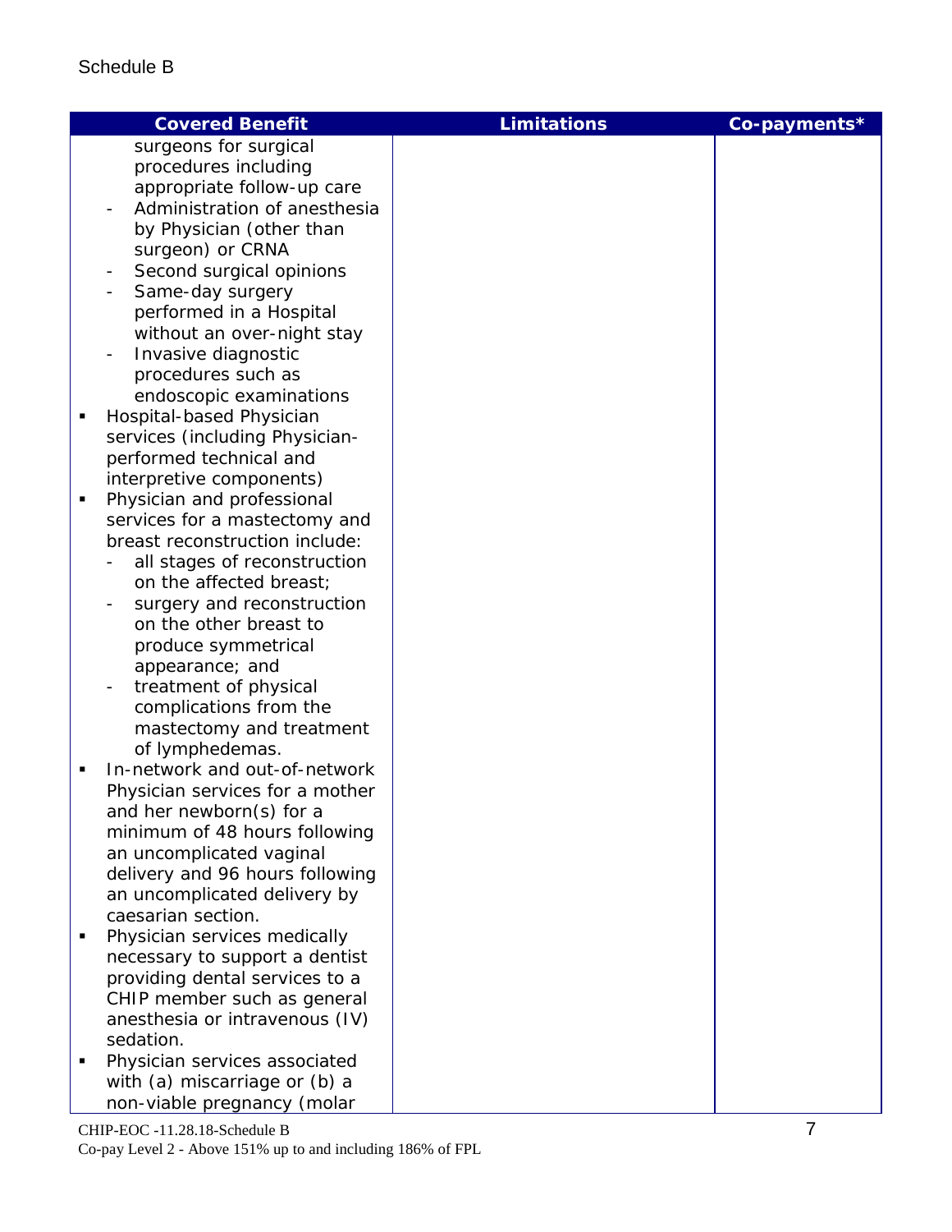Schedule B

| Covered Benefit | Limitations | Co-payments* |
|---|---|---|
| surgeons for surgical procedures including appropriate follow-up care<br>- Administration of anesthesia by Physician (other than surgeon) or CRNA<br>- Second surgical opinions<br>- Same-day surgery performed in a Hospital without an over-night stay<br>- Invasive diagnostic procedures such as endoscopic examinations<br>▪ Hospital-based Physician services (including Physician-performed technical and interpretive components)<br>▪ Physician and professional services for a mastectomy and breast reconstruction include:<br>- all stages of reconstruction on the affected breast;<br>- surgery and reconstruction on the other breast to produce symmetrical appearance; and<br>- treatment of physical complications from the mastectomy and treatment of lymphedemas.<br>▪ In-network and out-of-network Physician services for a mother and her newborn(s) for a minimum of 48 hours following an uncomplicated vaginal delivery and 96 hours following an uncomplicated delivery by caesarian section.<br>▪ Physician services medically necessary to support a dentist providing dental services to a CHIP member such as general anesthesia or intravenous (IV) sedation.<br>▪ Physician services associated with (a) miscarriage or (b) a non-viable pregnancy (molar | | |

CHIP-EOC -11.28.18-Schedule B
Co-pay Level 2 - Above 151% up to and including 186% of FPL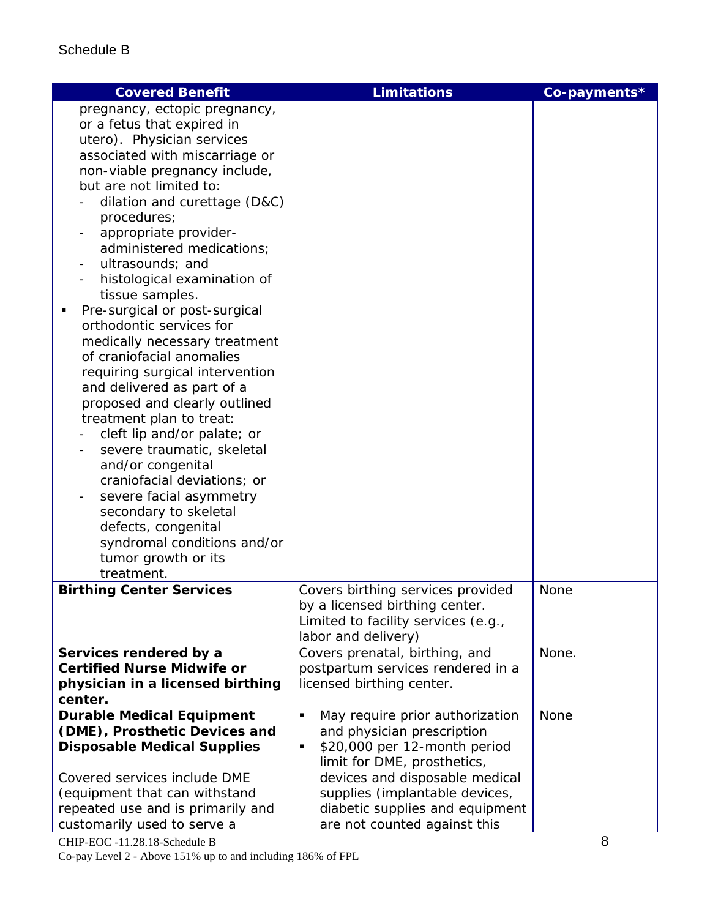Schedule B

| Covered Benefit | Limitations | Co-payments* |
|---|---|---|
| pregnancy, ectopic pregnancy, or a fetus that expired in utero). Physician services associated with miscarriage or non-viable pregnancy include, but are not limited to:<br>- dilation and curettage (D&C) procedures;<br>- appropriate provider-administered medications;<br>- ultrasounds; and<br>- histological examination of tissue samples.<br>▪ Pre-surgical or post-surgical orthodontic services for medically necessary treatment of craniofacial anomalies requiring surgical intervention and delivered as part of a proposed and clearly outlined treatment plan to treat:<br>- cleft lip and/or palate; or<br>- severe traumatic, skeletal and/or congenital craniofacial deviations; or<br>- severe facial asymmetry secondary to skeletal defects, congenital syndromal conditions and/or tumor growth or its treatment. | | |
| **Birthing Center Services** | Covers birthing services provided by a licensed birthing center. Limited to facility services (e.g., labor and delivery) | None |
| **Services rendered by a Certified Nurse Midwife or physician in a licensed birthing center.** | Covers prenatal, birthing, and postpartum services rendered in a licensed birthing center. | None. |
| **Durable Medical Equipment (DME), Prosthetic Devices and Disposable Medical Supplies**<br><br>Covered services include DME (equipment that can withstand repeated use and is primarily and customarily used to serve a | ▪ May require prior authorization and physician prescription<br>▪ $20,000 per 12-month period limit for DME, prosthetics, devices and disposable medical supplies (implantable devices, diabetic supplies and equipment are not counted against this | None |

CHIP-EOC -11.28.18-Schedule B
Co-pay Level 2 - Above 151% up to and including 186% of FPL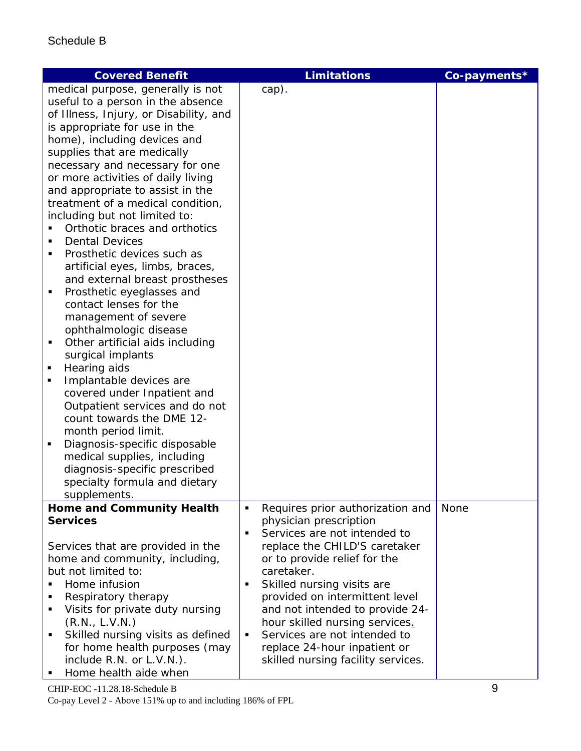Schedule B

| Covered Benefit | Limitations | Co-payments* |
|---|---|---|
| medical purpose, generally is not useful to a person in the absence of Illness, Injury, or Disability, and is appropriate for use in the home), including devices and supplies that are medically necessary and necessary for one or more activities of daily living and appropriate to assist in the treatment of a medical condition, including but not limited to:<br>▪ Orthotic braces and orthotics<br>▪ Dental Devices<br>▪ Prosthetic devices such as artificial eyes, limbs, braces, and external breast prostheses<br>▪ Prosthetic eyeglasses and contact lenses for the management of severe ophthalmologic disease<br>▪ Other artificial aids including surgical implants<br>▪ Hearing aids<br>▪ Implantable devices are covered under Inpatient and Outpatient services and do not count towards the DME 12-month period limit.<br>▪ Diagnosis-specific disposable medical supplies, including diagnosis-specific prescribed specialty formula and dietary supplements. | cap). | |
| **Home and Community Health Services**<br><br>Services that are provided in the home and community, including, but not limited to:<br>▪ Home infusion<br>▪ Respiratory therapy<br>▪ Visits for private duty nursing (R.N., L.V.N.)<br>▪ Skilled nursing visits as defined for home health purposes (may include R.N. or L.V.N.).<br>▪ Home health aide when | ▪ Requires prior authorization and physician prescription<br>▪ Services are not intended to replace the CHILD'S caretaker or to provide relief for the caretaker.<br>▪ Skilled nursing visits are provided on intermittent level and not intended to provide 24-hour skilled nursing services.<br>▪ Services are not intended to replace 24-hour inpatient or skilled nursing facility services. | None |

CHIP-EOC -11.28.18-Schedule B
Co-pay Level 2 - Above 151% up to and including 186% of FPL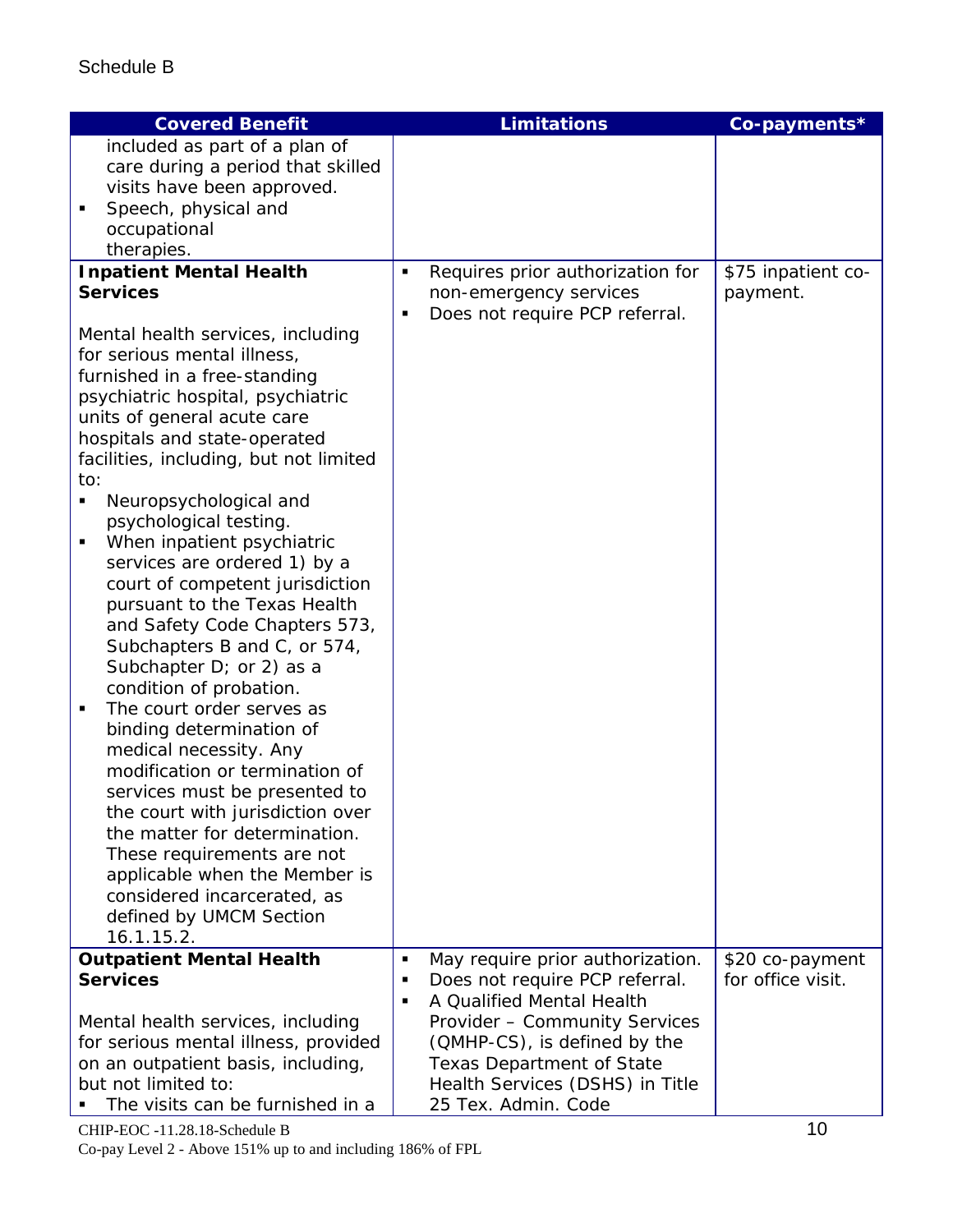Schedule B

| Covered Benefit | Limitations | Co-payments* |
|---|---|---|
| included as part of a plan of care during a period that skilled visits have been approved.<br>▪ Speech, physical and occupational therapies. | | |
| **Inpatient Mental Health Services**<br><br>Mental health services, including for serious mental illness, furnished in a free-standing psychiatric hospital, psychiatric units of general acute care hospitals and state-operated facilities, including, but not limited to:<br>▪ Neuropsychological and psychological testing.<br>▪ When inpatient psychiatric services are ordered 1) by a court of competent jurisdiction pursuant to the Texas Health and Safety Code Chapters 573, Subchapters B and C, or 574, Subchapter D; or 2) as a condition of probation.<br>▪ The court order serves as binding determination of medical necessity. Any modification or termination of services must be presented to the court with jurisdiction over the matter for determination. These requirements are not applicable when the Member is considered incarcerated, as defined by UMCM Section 16.1.15.2. | ▪ Requires prior authorization for non-emergency services<br>▪ Does not require PCP referral. | $75 inpatient co-payment. |
| **Outpatient Mental Health Services**<br><br>Mental health services, including for serious mental illness, provided on an outpatient basis, including, but not limited to:<br>▪ The visits can be furnished in a | ▪ May require prior authorization.<br>▪ Does not require PCP referral.<br>▪ A Qualified Mental Health Provider – Community Services (QMHP-CS), is defined by the Texas Department of State Health Services (DSHS) in Title 25 Tex. Admin. Code | $20 co-payment for office visit. |

CHIP-EOC -11.28.18-Schedule B
Co-pay Level 2 - Above 151% up to and including 186% of FPL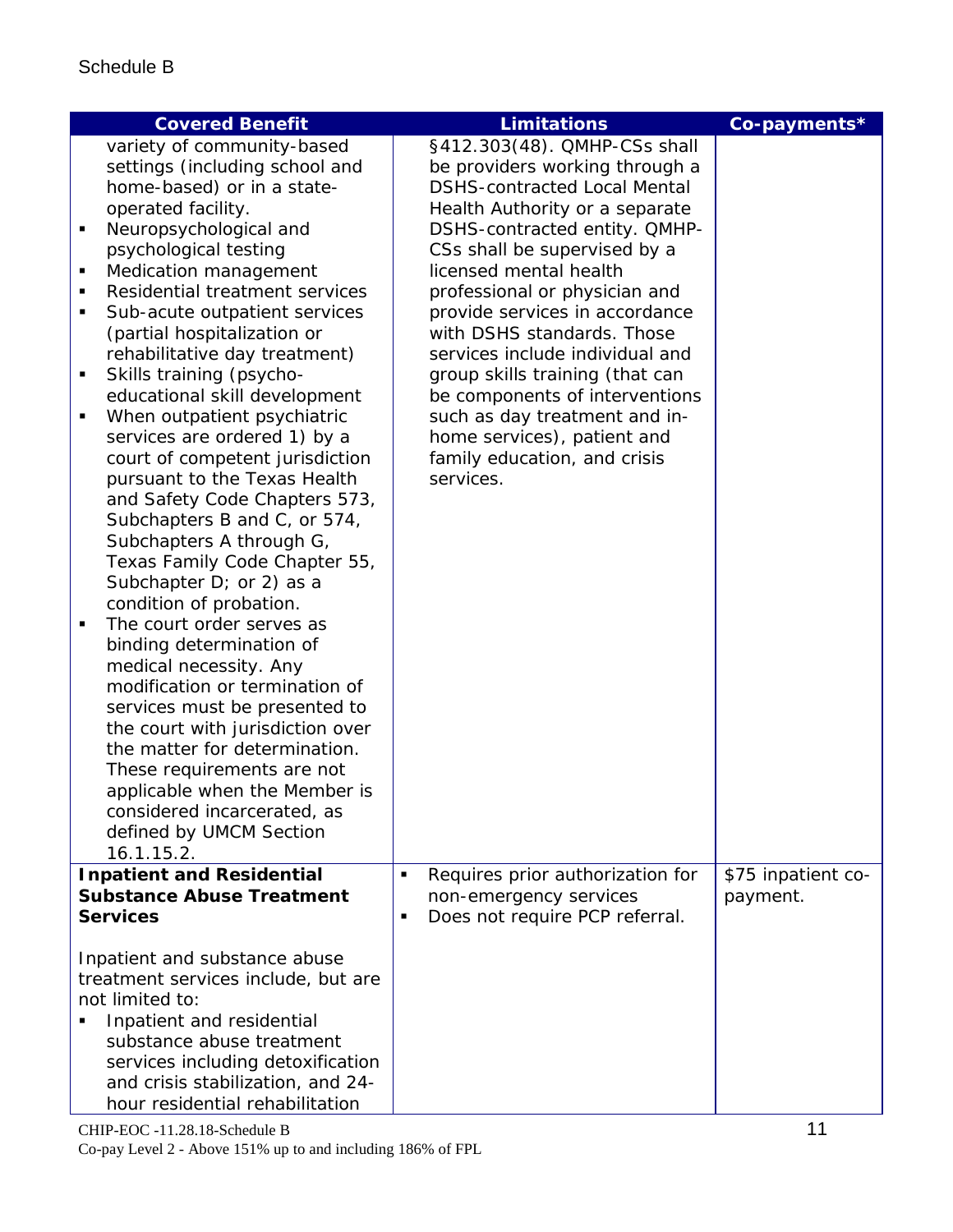Schedule B

| Covered Benefit | Limitations | Co-payments* |
|---|---|---|
| variety of community-based settings (including school and home-based) or in a state-operated facility.<br>▪ Neuropsychological and psychological testing<br>▪ Medication management<br>▪ Residential treatment services<br>▪ Sub-acute outpatient services (partial hospitalization or rehabilitative day treatment)<br>▪ Skills training (psycho-educational skill development<br>▪ When outpatient psychiatric services are ordered 1) by a court of competent jurisdiction pursuant to the Texas Health and Safety Code Chapters 573, Subchapters B and C, or 574, Subchapters A through G, Texas Family Code Chapter 55, Subchapter D; or 2) as a condition of probation.<br>▪ The court order serves as binding determination of medical necessity. Any modification or termination of services must be presented to the court with jurisdiction over the matter for determination. These requirements are not applicable when the Member is considered incarcerated, as defined by UMCM Section 16.1.15.2. | §412.303(48). QMHP-CSs shall be providers working through a DSHS-contracted Local Mental Health Authority or a separate DSHS-contracted entity. QMHP-CSs shall be supervised by a licensed mental health professional or physician and provide services in accordance with DSHS standards. Those services include individual and group skills training (that can be components of interventions such as day treatment and in-home services), patient and family education, and crisis services. | |
| **Inpatient and Residential Substance Abuse Treatment Services**<br><br>Inpatient and substance abuse treatment services include, but are not limited to:<br>▪ Inpatient and residential substance abuse treatment services including detoxification and crisis stabilization, and 24-hour residential rehabilitation | ▪ Requires prior authorization for non-emergency services<br>▪ Does not require PCP referral. | $75 inpatient co-payment. |

CHIP-EOC -11.28.18-Schedule B
Co-pay Level 2 - Above 151% up to and including 186% of FPL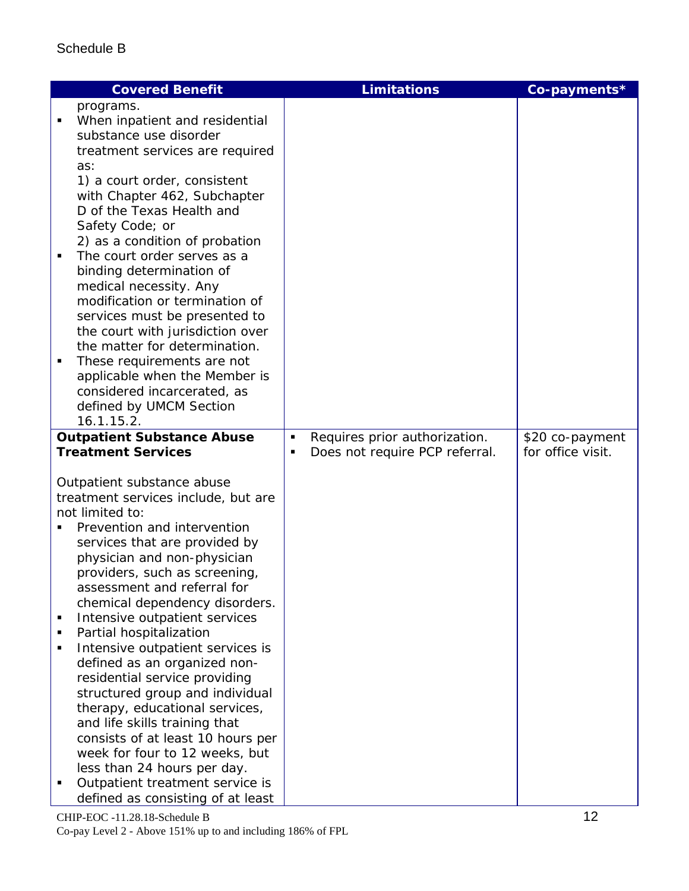Schedule B

| Covered Benefit | Limitations | Co-payments* |
|---|---|---|
| programs.<br>▪ When inpatient and residential substance use disorder treatment services are required as:<br>1) a court order, consistent with Chapter 462, Subchapter D of the Texas Health and Safety Code; or<br>2) as a condition of probation<br>▪ The court order serves as a binding determination of medical necessity. Any modification or termination of services must be presented to the court with jurisdiction over the matter for determination.<br>▪ These requirements are not applicable when the Member is considered incarcerated, as defined by UMCM Section 16.1.15.2. | | |
| **Outpatient Substance Abuse Treatment Services**<br><br>Outpatient substance abuse treatment services include, but are not limited to:<br>▪ Prevention and intervention services that are provided by physician and non-physician providers, such as screening, assessment and referral for chemical dependency disorders.<br>▪ Intensive outpatient services<br>▪ Partial hospitalization<br>▪ Intensive outpatient services is defined as an organized non-residential service providing structured group and individual therapy, educational services, and life skills training that consists of at least 10 hours per week for four to 12 weeks, but less than 24 hours per day.<br>▪ Outpatient treatment service is defined as consisting of at least | ▪ Requires prior authorization.<br>▪ Does not require PCP referral. | $20 co-payment for office visit. |

CHIP-EOC -11.28.18-Schedule B
Co-pay Level 2 - Above 151% up to and including 186% of FPL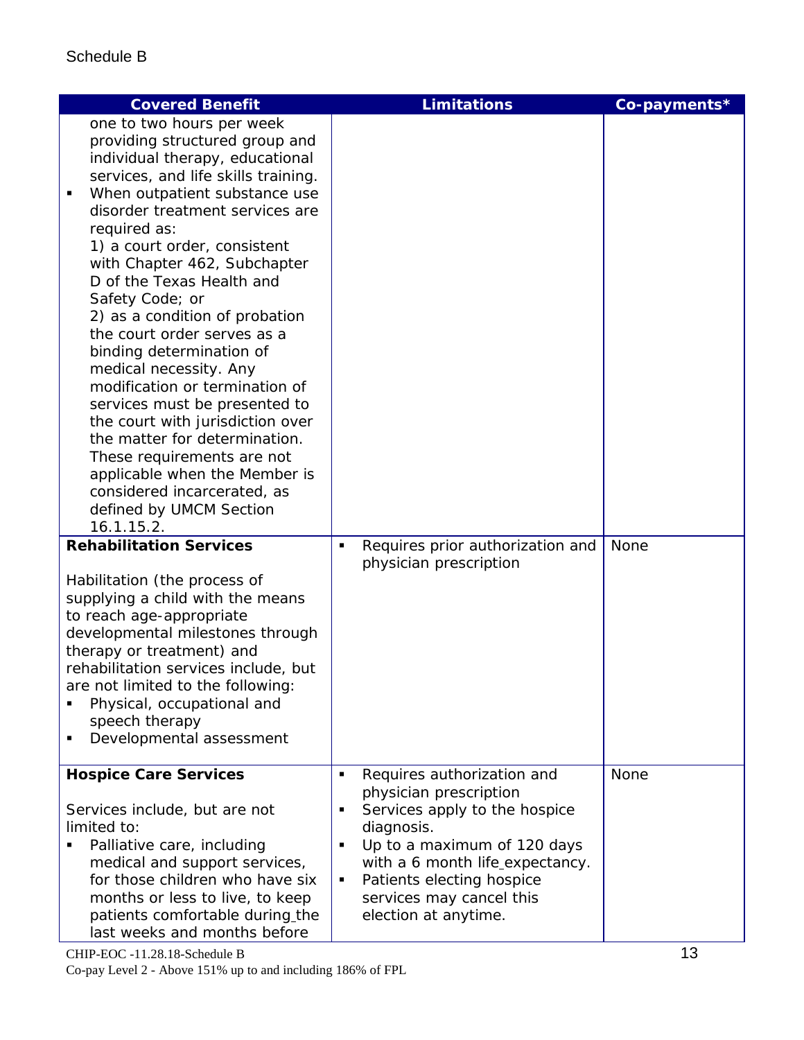Schedule B

| Covered Benefit | Limitations | Co-payments* |
|---|---|---|
| one to two hours per week providing structured group and individual therapy, educational services, and life skills training.<br>▪ When outpatient substance use disorder treatment services are required as:<br>1) a court order, consistent with Chapter 462, Subchapter D of the Texas Health and Safety Code; or<br>2) as a condition of probation the court order serves as a binding determination of medical necessity. Any modification or termination of services must be presented to the court with jurisdiction over the matter for determination. These requirements are not applicable when the Member is considered incarcerated, as defined by UMCM Section 16.1.15.2. | | |
| **Rehabilitation Services**<br><br>Habilitation (the process of supplying a child with the means to reach age-appropriate developmental milestones through therapy or treatment) and rehabilitation services include, but are not limited to the following:<br>▪ Physical, occupational and speech therapy<br>▪ Developmental assessment | ▪ Requires prior authorization and physician prescription | None |
| **Hospice Care Services**<br><br>Services include, but are not limited to:<br>▪ Palliative care, including medical and support services, for those children who have six months or less to live, to keep patients comfortable during the last weeks and months before | ▪ Requires authorization and physician prescription<br>▪ Services apply to the hospice diagnosis.<br>▪ Up to a maximum of 120 days with a 6 month life expectancy.<br>▪ Patients electing hospice services may cancel this election at anytime. | None |

CHIP-EOC -11.28.18-Schedule B

Co-pay Level 2 - Above 151% up to and including 186% of FPL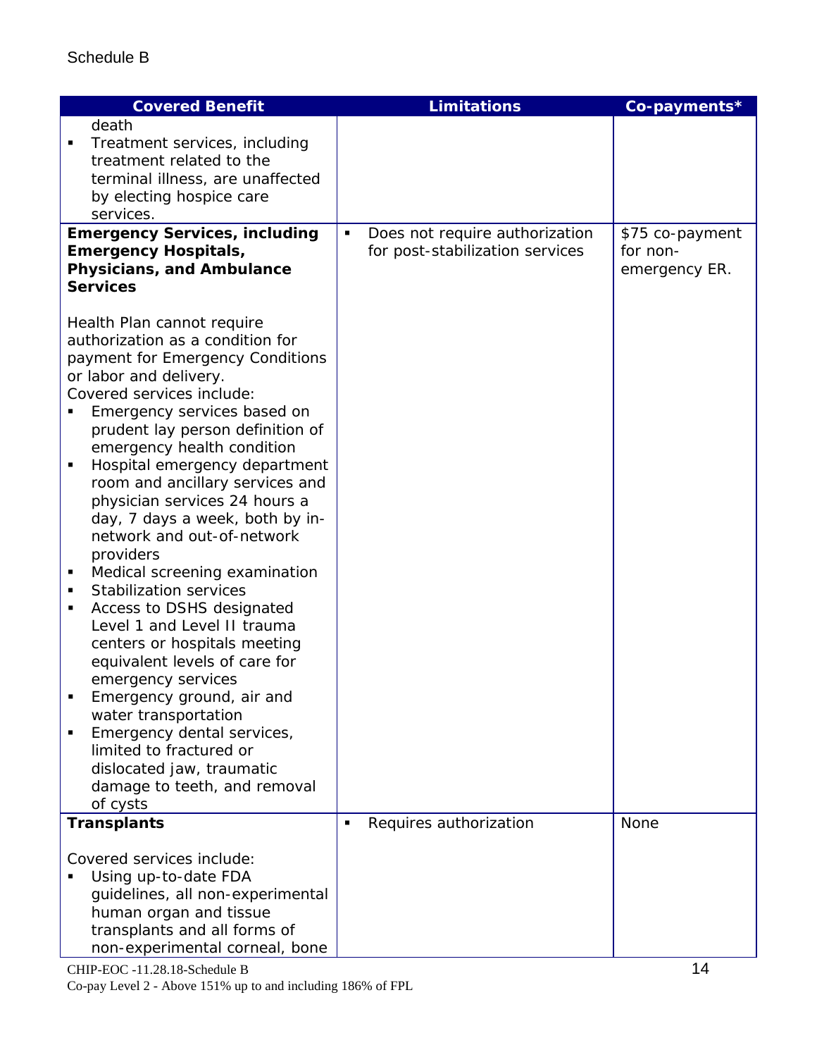Schedule B

| Covered Benefit | Limitations | Co-payments* |
|---|---|---|
| death<br>▪ Treatment services, including treatment related to the terminal illness, are unaffected by electing hospice care services. | | |
| **Emergency Services, including Emergency Hospitals, Physicians, and Ambulance Services**<br><br>Health Plan cannot require authorization as a condition for payment for Emergency Conditions or labor and delivery.<br>Covered services include:<br>▪ Emergency services based on prudent lay person definition of emergency health condition<br>▪ Hospital emergency department room and ancillary services and physician services 24 hours a day, 7 days a week, both by in-network and out-of-network providers<br>▪ Medical screening examination<br>▪ Stabilization services<br>▪ Access to DSHS designated Level 1 and Level II trauma centers or hospitals meeting equivalent levels of care for emergency services<br>▪ Emergency ground, air and water transportation<br>▪ Emergency dental services, limited to fractured or dislocated jaw, traumatic damage to teeth, and removal of cysts | ▪ Does not require authorization for post-stabilization services | $75 co-payment for non-emergency ER. |
| **Transplants**<br><br>Covered services include:<br>▪ Using up-to-date FDA guidelines, all non-experimental human organ and tissue transplants and all forms of non-experimental corneal, bone | ▪ Requires authorization | None |

CHIP-EOC -11.28.18-Schedule B
Co-pay Level 2 - Above 151% up to and including 186% of FPL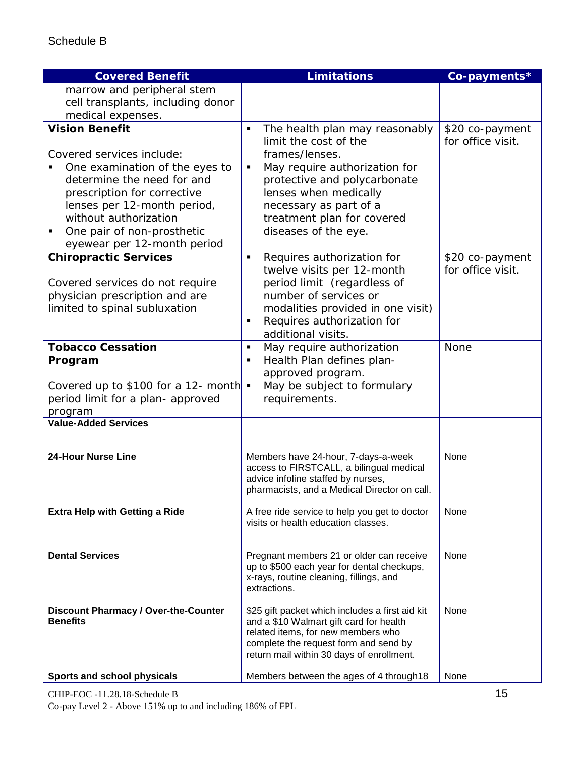Schedule B

| Covered Benefit | Limitations | Co-payments* |
|---|---|---|
| marrow and peripheral stem cell transplants, including donor medical expenses. | | |
| **Vision Benefit**<br><br>Covered services include:<br>▪ One examination of the eyes to determine the need for and prescription for corrective lenses per 12-month period, without authorization<br>▪ One pair of non-prosthetic eyewear per 12-month period | ▪ The health plan may reasonably limit the cost of the frames/lenses.<br>▪ May require authorization for protective and polycarbonate lenses when medically necessary as part of a treatment plan for covered diseases of the eye. | $20 co-payment for office visit. |
| **Chiropractic Services**<br><br>Covered services do not require physician prescription and are limited to spinal subluxation | ▪ Requires authorization for twelve visits per 12-month period limit (regardless of number of services or modalities provided in one visit)<br>▪ Requires authorization for additional visits. | $20 co-payment for office visit. |
| **Tobacco Cessation Program**<br><br>Covered up to $100 for a 12- month period limit for a plan- approved program | ▪ May require authorization<br>▪ Health Plan defines plan-approved program.<br>▪ May be subject to formulary requirements. | None |
| **Value-Added Services** | | |
| **24-Hour Nurse Line** | Members have 24-hour, 7-days-a-week access to FIRSTCALL, a bilingual medical advice infoline staffed by nurses, pharmacists, and a Medical Director on call. | None |
| **Extra Help with Getting a Ride** | A free ride service to help you get to doctor visits or health education classes. | None |
| **Dental Services** | Pregnant members 21 or older can receive up to $500 each year for dental checkups, x-rays, routine cleaning, fillings, and extractions. | None |
| **Discount Pharmacy / Over-the-Counter Benefits** | $25 gift packet which includes a first aid kit and a $10 Walmart gift card for health related items, for new members who complete the request form and send by return mail within 30 days of enrollment. | None |
| **Sports and school physicals** | Members between the ages of 4 through18 | None |

CHIP-EOC -11.28.18-Schedule B
Co-pay Level 2 - Above 151% up to and including 186% of FPL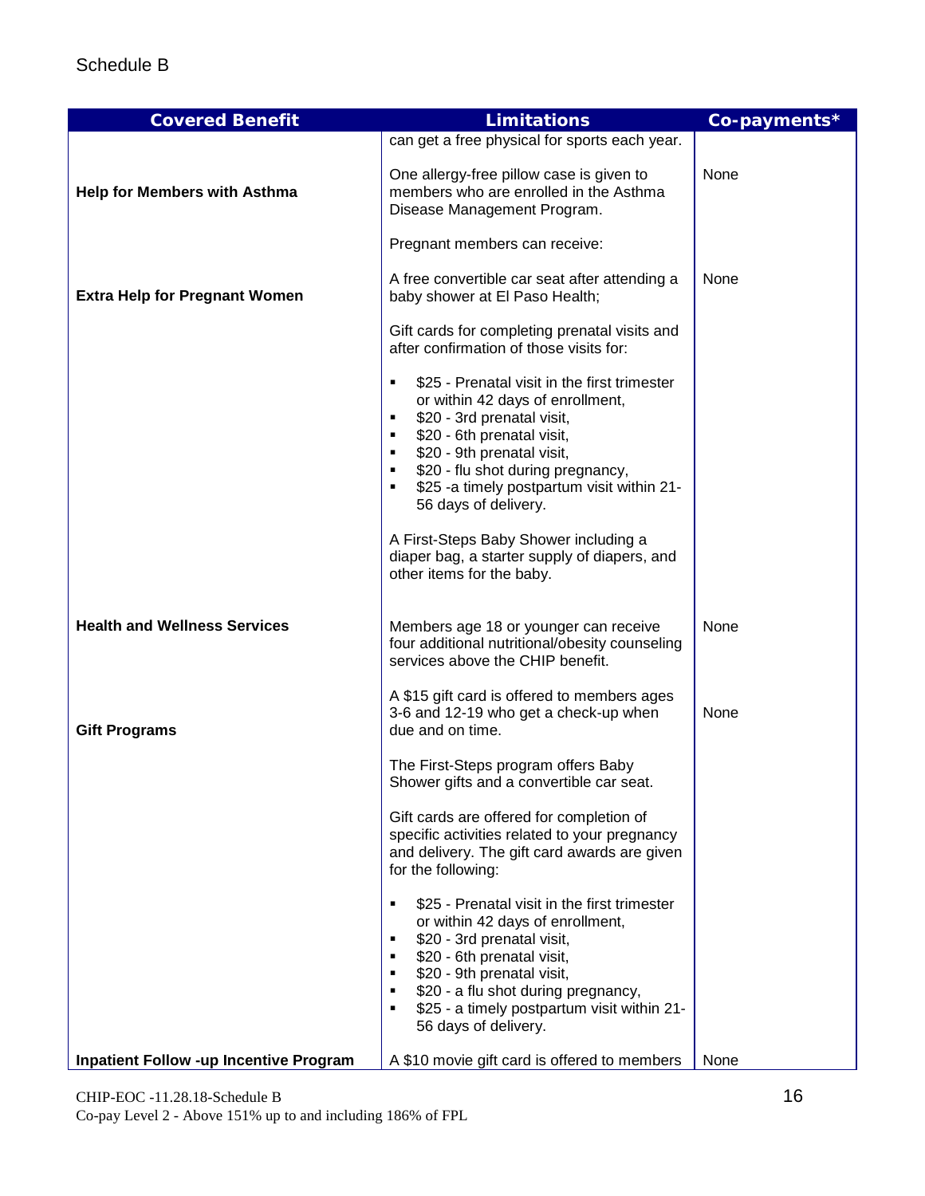Schedule B

| Covered Benefit | Limitations | Co-payments* |
|---|---|---|
| | can get a free physical for sports each year. | |
| **Help for Members with Asthma** | One allergy-free pillow case is given to members who are enrolled in the Asthma Disease Management Program. | None |
| **Extra Help for Pregnant Women** | Pregnant members can receive:<br><br>A free convertible car seat after attending a baby shower at El Paso Health;<br><br>Gift cards for completing prenatal visits and after confirmation of those visits for:<br><br>▪ $25 - Prenatal visit in the first trimester or within 42 days of enrollment,<br>▪ $20 - 3rd prenatal visit,<br>▪ $20 - 6th prenatal visit,<br>▪ $20 - 9th prenatal visit,<br>▪ $20 - flu shot during pregnancy,<br>▪ $25 -a timely postpartum visit within 21-56 days of delivery.<br><br>A First-Steps Baby Shower including a diaper bag, a starter supply of diapers, and other items for the baby. | None |
| **Health and Wellness Services** | Members age 18 or younger can receive four additional nutritional/obesity counseling services above the CHIP benefit. | None |
| **Gift Programs** | A $15 gift card is offered to members ages 3-6 and 12-19 who get a check-up when due and on time.<br><br>The First-Steps program offers Baby Shower gifts and a convertible car seat.<br><br>Gift cards are offered for completion of specific activities related to your pregnancy and delivery. The gift card awards are given for the following:<br><br>▪ $25 - Prenatal visit in the first trimester or within 42 days of enrollment,<br>▪ $20 - 3rd prenatal visit,<br>▪ $20 - 6th prenatal visit,<br>▪ $20 - 9th prenatal visit,<br>▪ $20 - a flu shot during pregnancy,<br>▪ $25 - a timely postpartum visit within 21-56 days of delivery. | None |
| **Inpatient Follow -up Incentive Program** | A $10 movie gift card is offered to members | None |

CHIP-EOC -11.28.18-Schedule B
Co-pay Level 2 - Above 151% up to and including 186% of FPL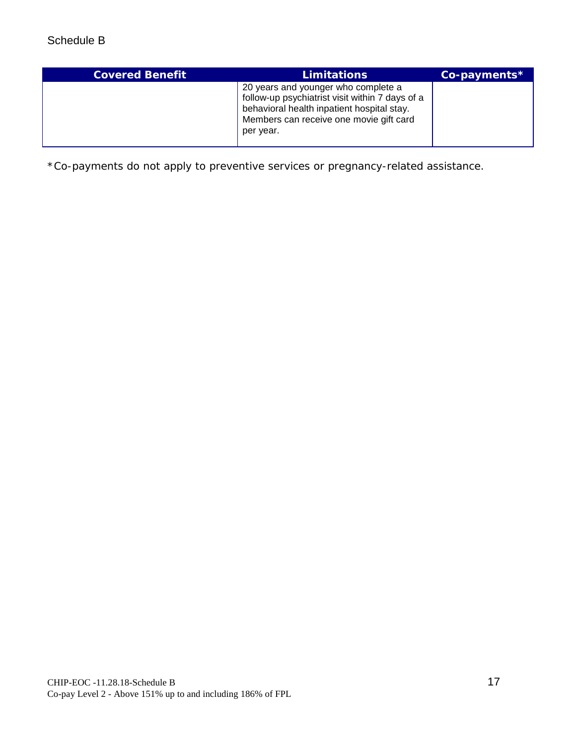Schedule B

| Covered Benefit | Limitations | Co-payments* |
| --- | --- | --- |
| | 20 years and younger who complete a follow-up psychiatrist visit within 7 days of a behavioral health inpatient hospital stay. Members can receive one movie gift card per year. | |

*Co-payments do not apply to preventive services or pregnancy-related assistance.

CHIP-EOC -11.28.18-Schedule B
Co-pay Level 2 - Above 151% up to and including 186% of FPL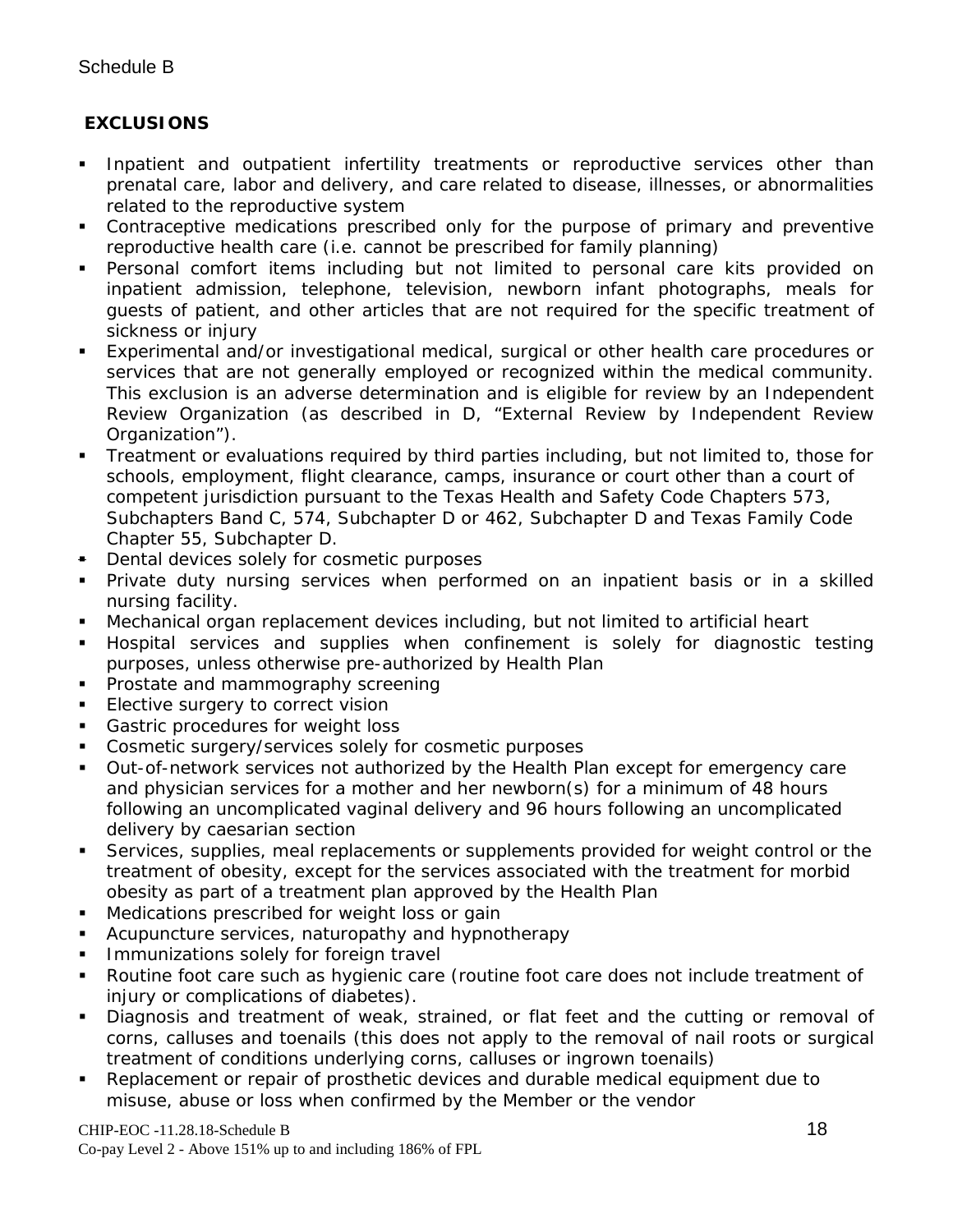Schedule B

**EXCLUSIONS**

- Inpatient and outpatient infertility treatments or reproductive services other than prenatal care, labor and delivery, and care related to disease, illnesses, or abnormalities related to the reproductive system
- Contraceptive medications prescribed only for the purpose of primary and preventive reproductive health care (i.e. cannot be prescribed for family planning)
- Personal comfort items including but not limited to personal care kits provided on inpatient admission, telephone, television, newborn infant photographs, meals for guests of patient, and other articles that are not required for the specific treatment of sickness or injury
- Experimental and/or investigational medical, surgical or other health care procedures or services that are not generally employed or recognized within the medical community. This exclusion is an adverse determination and is eligible for review by an Independent Review Organization (as described in D, "External Review by Independent Review Organization").
- Treatment or evaluations required by third parties including, but not limited to, those for schools, employment, flight clearance, camps, insurance or court other than a court of competent jurisdiction pursuant to the Texas Health and Safety Code Chapters 573, Subchapters Band C, 574, Subchapter D or 462, Subchapter D and Texas Family Code Chapter 55, Subchapter D.
- Dental devices solely for cosmetic purposes
- Private duty nursing services when performed on an inpatient basis or in a skilled nursing facility.
- Mechanical organ replacement devices including, but not limited to artificial heart
- Hospital services and supplies when confinement is solely for diagnostic testing purposes, unless otherwise pre-authorized by Health Plan
- Prostate and mammography screening
- Elective surgery to correct vision
- Gastric procedures for weight loss
- Cosmetic surgery/services solely for cosmetic purposes
- Out-of-network services not authorized by the Health Plan except for emergency care and physician services for a mother and her newborn(s) for a minimum of 48 hours following an uncomplicated vaginal delivery and 96 hours following an uncomplicated delivery by caesarian section
- Services, supplies, meal replacements or supplements provided for weight control or the treatment of obesity, except for the services associated with the treatment for morbid obesity as part of a treatment plan approved by the Health Plan
- Medications prescribed for weight loss or gain
- Acupuncture services, naturopathy and hypnotherapy
- Immunizations solely for foreign travel
- Routine foot care such as hygienic care (routine foot care does not include treatment of injury or complications of diabetes).
- Diagnosis and treatment of weak, strained, or flat feet and the cutting or removal of corns, calluses and toenails (this does not apply to the removal of nail roots or surgical treatment of conditions underlying corns, calluses or ingrown toenails)
- Replacement or repair of prosthetic devices and durable medical equipment due to misuse, abuse or loss when confirmed by the Member or the vendor

CHIP-EOC -11.28.18-Schedule B

Co-pay Level 2 - Above 151% up to and including 186% of FPL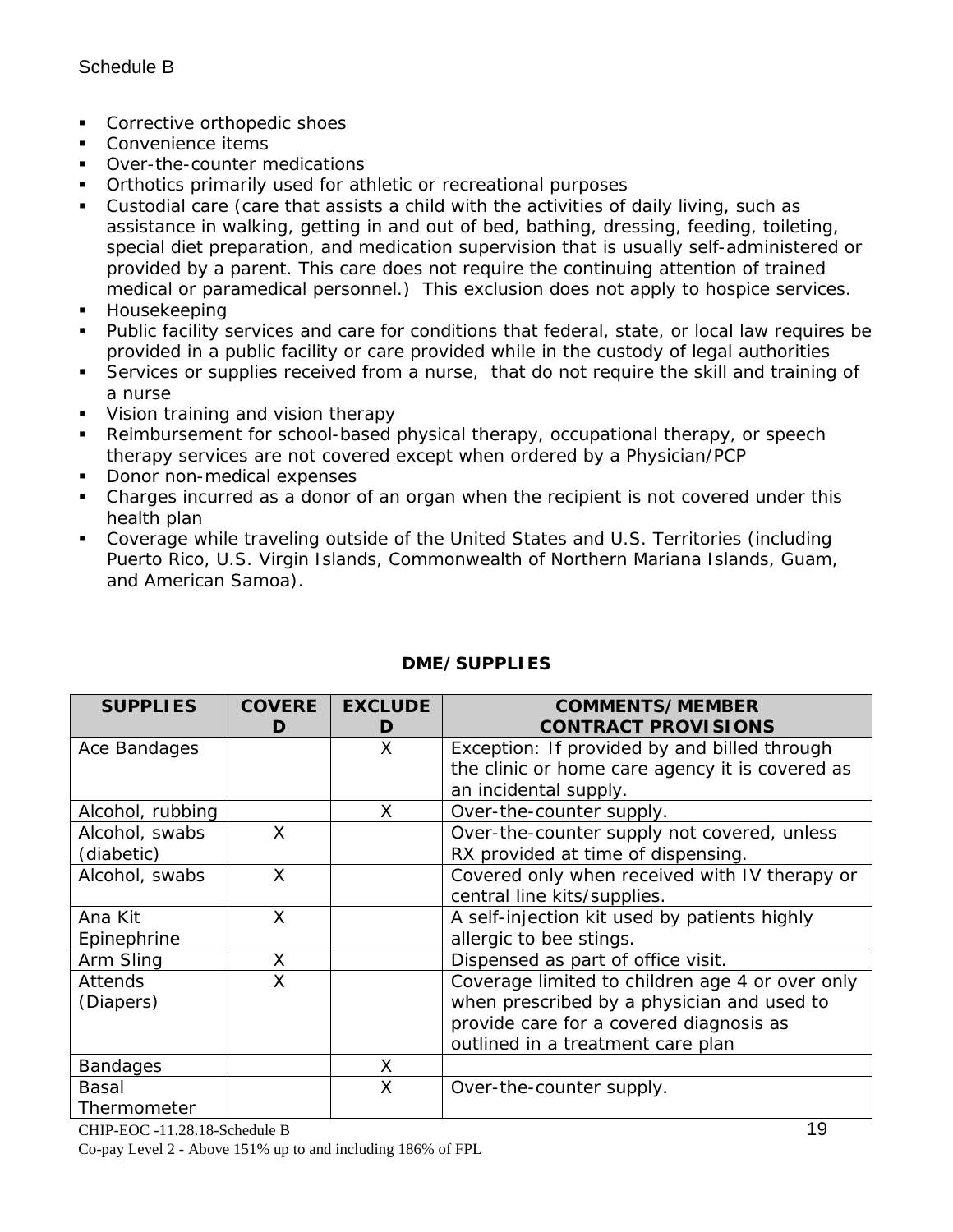- Corrective orthopedic shoes
- Convenience items
- Over-the-counter medications
- Orthotics primarily used for athletic or recreational purposes
- Custodial care (care that assists a child with the activities of daily living, such as assistance in walking, getting in and out of bed, bathing, dressing, feeding, toileting, special diet preparation, and medication supervision that is usually self-administered or provided by a parent. This care does not require the continuing attention of trained medical or paramedical personnel.) This exclusion does not apply to hospice services.
- Housekeeping
- Public facility services and care for conditions that federal, state, or local law requires be provided in a public facility or care provided while in the custody of legal authorities
- Services or supplies received from a nurse, that do not require the skill and training of a nurse
- Vision training and vision therapy
- Reimbursement for school-based physical therapy, occupational therapy, or speech therapy services are not covered except when ordered by a Physician/PCP
- Donor non-medical expenses
- Charges incurred as a donor of an organ when the recipient is not covered under this health plan
- Coverage while traveling outside of the United States and U.S. Territories (including Puerto Rico, U.S. Virgin Islands, Commonwealth of Northern Mariana Islands, Guam, and American Samoa).

## DME/SUPPLIES

| SUPPLIES | COVERED | EXCLUDED | COMMENTS/MEMBER CONTRACT PROVISIONS |
|---|---|---|---|
| Ace Bandages | | X | Exception: If provided by and billed through the clinic or home care agency it is covered as an incidental supply. |
| Alcohol, rubbing | | X | Over-the-counter supply. |
| Alcohol, swabs (diabetic) | X | | Over-the-counter supply not covered, unless RX provided at time of dispensing. |
| Alcohol, swabs | X | | Covered only when received with IV therapy or central line kits/supplies. |
| Ana Kit Epinephrine | X | | A self-injection kit used by patients highly allergic to bee stings. |
| Arm Sling | X | | Dispensed as part of office visit. |
| Attends (Diapers) | X | | Coverage limited to children age 4 or over only when prescribed by a physician and used to provide care for a covered diagnosis as outlined in a treatment care plan |
| Bandages | | X | |
| Basal Thermometer | | X | Over-the-counter supply. |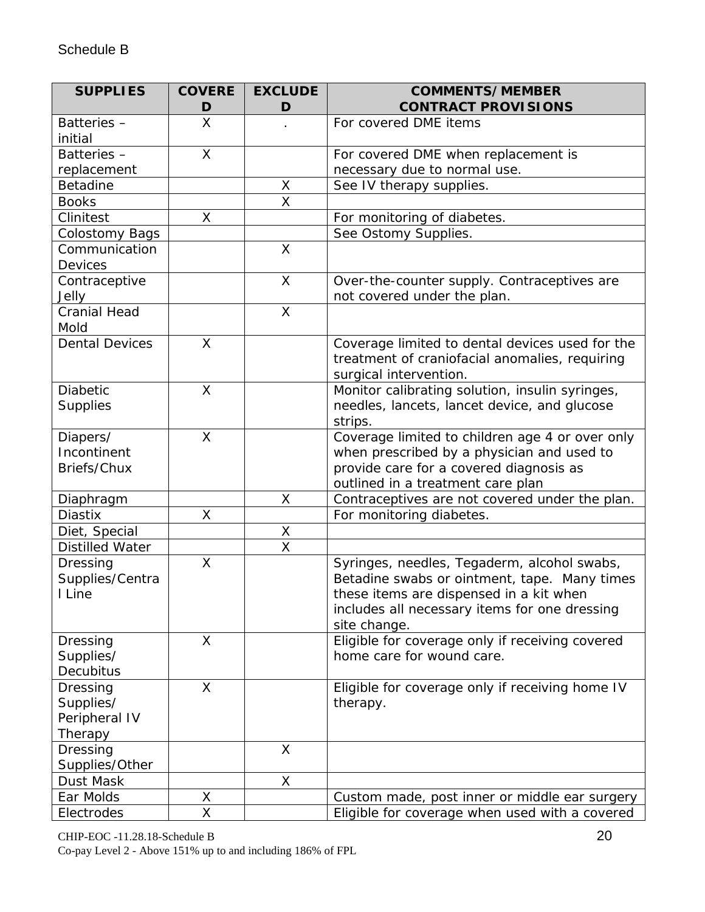Schedule B

| SUPPLIES | COVERED | EXCLUDED | COMMENTS/MEMBER CONTRACT PROVISIONS |
| --- | --- | --- | --- |
| Batteries – initial | X | . | For covered DME items |
| Batteries – replacement | X | | For covered DME when replacement is necessary due to normal use. |
| Betadine | | X | See IV therapy supplies. |
| Books | | X | |
| Clinitest | X | | For monitoring of diabetes. |
| Colostomy Bags | | | See Ostomy Supplies. |
| Communication Devices | | X | |
| Contraceptive Jelly | | X | Over-the-counter supply. Contraceptives are not covered under the plan. |
| Cranial Head Mold | | X | |
| Dental Devices | X | | Coverage limited to dental devices used for the treatment of craniofacial anomalies, requiring surgical intervention. |
| Diabetic Supplies | X | | Monitor calibrating solution, insulin syringes, needles, lancets, lancet device, and glucose strips. |
| Diapers/ Incontinent Briefs/Chux | X | | Coverage limited to children age 4 or over only when prescribed by a physician and used to provide care for a covered diagnosis as outlined in a treatment care plan |
| Diaphragm | | X | Contraceptives are not covered under the plan. |
| Diastix | X | | For monitoring diabetes. |
| Diet, Special | | X | |
| Distilled Water | | X | |
| Dressing Supplies/Central Line | X | | Syringes, needles, Tegaderm, alcohol swabs, Betadine swabs or ointment, tape. Many times these items are dispensed in a kit when includes all necessary items for one dressing site change. |
| Dressing Supplies/ Decubitus | X | | Eligible for coverage only if receiving covered home care for wound care. |
| Dressing Supplies/ Peripheral IV Therapy | X | | Eligible for coverage only if receiving home IV therapy. |
| Dressing Supplies/Other | | X | |
| Dust Mask | | X | |
| Ear Molds | X | | Custom made, post inner or middle ear surgery |
| Electrodes | X | | Eligible for coverage when used with a covered |

CHIP-EOC -11.28.18-Schedule B

Co-pay Level 2 - Above 151% up to and including 186% of FPL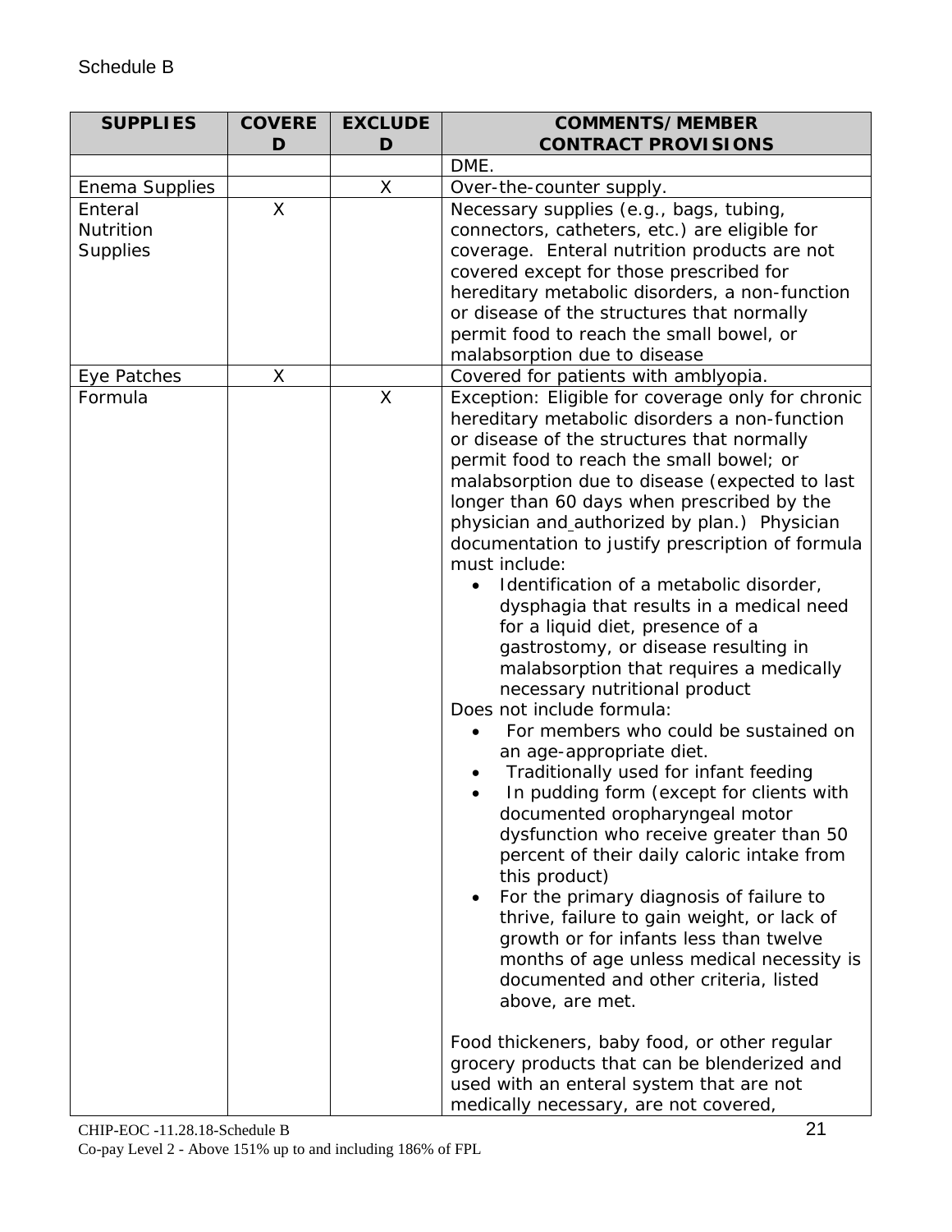Schedule B

| SUPPLIES | COVERED | EXCLUDED | COMMENTS/MEMBER CONTRACT PROVISIONS |
|---|---|---|---|
| | | | DME. |
| Enema Supplies | | X | Over-the-counter supply. |
| Enteral Nutrition Supplies | X | | Necessary supplies (e.g., bags, tubing, connectors, catheters, etc.) are eligible for coverage. Enteral nutrition products are not covered except for those prescribed for hereditary metabolic disorders, a non-function or disease of the structures that normally permit food to reach the small bowel, or malabsorption due to disease |
| Eye Patches | X | | Covered for patients with amblyopia. |
| Formula | | X | Exception: Eligible for coverage only for chronic hereditary metabolic disorders a non-function or disease of the structures that normally permit food to reach the small bowel; or malabsorption due to disease (expected to last longer than 60 days when prescribed by the physician and authorized by plan.) Physician documentation to justify prescription of formula must include:<br>• Identification of a metabolic disorder, dysphagia that results in a medical need for a liquid diet, presence of a gastrostomy, or disease resulting in malabsorption that requires a medically necessary nutritional product<br>Does not include formula:<br>• For members who could be sustained on an age-appropriate diet.<br>• Traditionally used for infant feeding<br>• In pudding form (except for clients with documented oropharyngeal motor dysfunction who receive greater than 50 percent of their daily caloric intake from this product)<br>• For the primary diagnosis of failure to thrive, failure to gain weight, or lack of growth or for infants less than twelve months of age unless medical necessity is documented and other criteria, listed above, are met.<br><br>Food thickeners, baby food, or other regular grocery products that can be blenderized and used with an enteral system that are not medically necessary, are not covered, |

CHIP-EOC -11.28.18-Schedule B
Co-pay Level 2 - Above 151% up to and including 186% of FPL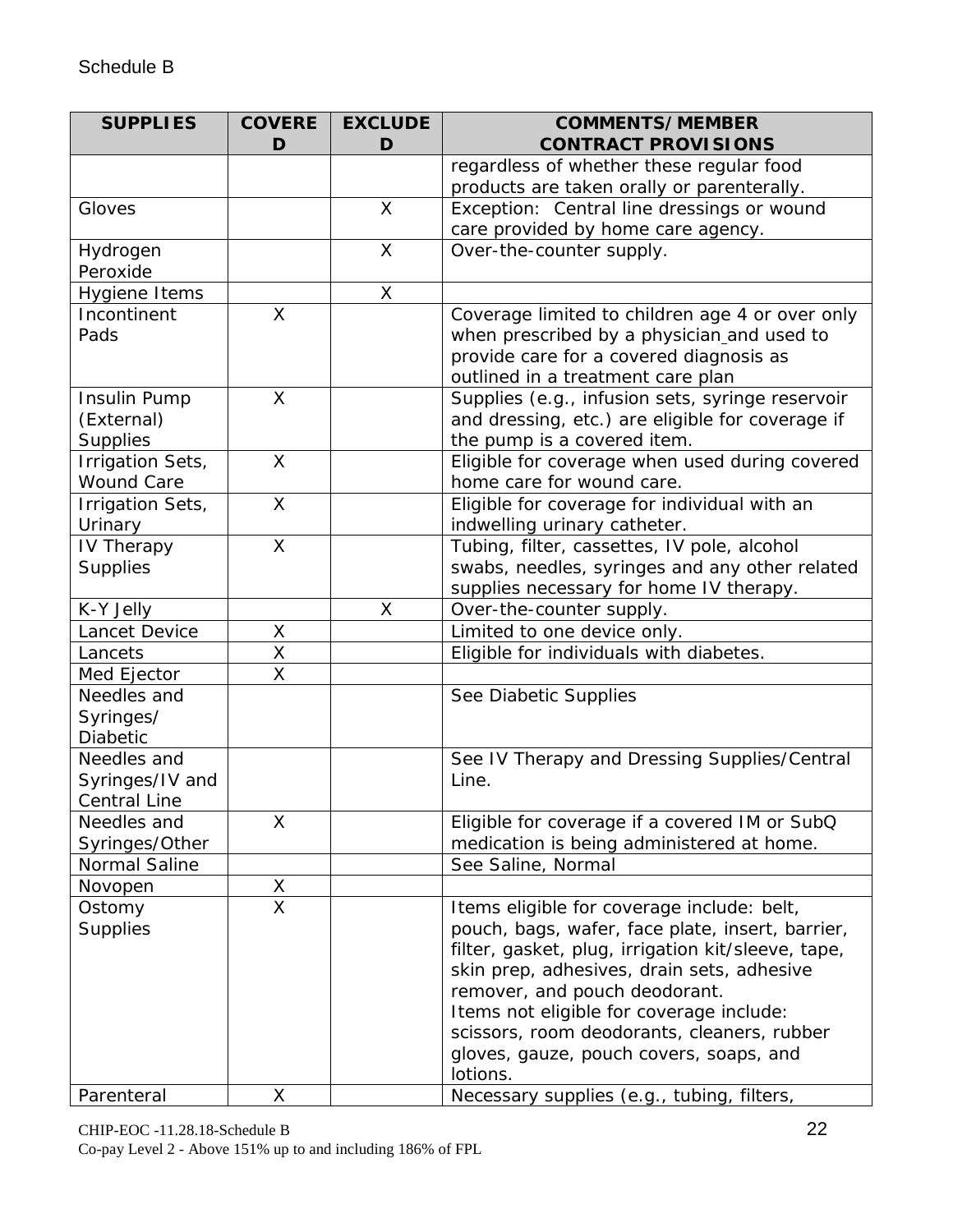Schedule B

| SUPPLIES | COVERED | EXCLUDED | COMMENTS/MEMBER CONTRACT PROVISIONS |
|---|---|---|---|
| | | | regardless of whether these regular food products are taken orally or parenterally. |
| Gloves | | X | Exception: Central line dressings or wound care provided by home care agency. |
| Hydrogen Peroxide | | X | Over-the-counter supply. |
| Hygiene Items | | X | |
| Incontinent Pads | X | | Coverage limited to children age 4 or over only when prescribed by a physician and used to provide care for a covered diagnosis as outlined in a treatment care plan |
| Insulin Pump (External) Supplies | X | | Supplies (e.g., infusion sets, syringe reservoir and dressing, etc.) are eligible for coverage if the pump is a covered item. |
| Irrigation Sets, Wound Care | X | | Eligible for coverage when used during covered home care for wound care. |
| Irrigation Sets, Urinary | X | | Eligible for coverage for individual with an indwelling urinary catheter. |
| IV Therapy Supplies | X | | Tubing, filter, cassettes, IV pole, alcohol swabs, needles, syringes and any other related supplies necessary for home IV therapy. |
| K-Y Jelly | | X | Over-the-counter supply. |
| Lancet Device | X | | Limited to one device only. |
| Lancets | X | | Eligible for individuals with diabetes. |
| Med Ejector | X | | |
| Needles and Syringes/ Diabetic | | | See Diabetic Supplies |
| Needles and Syringes/IV and Central Line | | | See IV Therapy and Dressing Supplies/Central Line. |
| Needles and Syringes/Other | X | | Eligible for coverage if a covered IM or SubQ medication is being administered at home. |
| Normal Saline | | | See Saline, Normal |
| Novopen | X | | |
| Ostomy Supplies | X | | Items eligible for coverage include: belt, pouch, bags, wafer, face plate, insert, barrier, filter, gasket, plug, irrigation kit/sleeve, tape, skin prep, adhesives, drain sets, adhesive remover, and pouch deodorant.<br>Items not eligible for coverage include: scissors, room deodorants, cleaners, rubber gloves, gauze, pouch covers, soaps, and lotions. |
| Parenteral | X | | Necessary supplies (e.g., tubing, filters, |

CHIP-EOC -11.28.18-Schedule B
Co-pay Level 2 - Above 151% up to and including 186% of FPL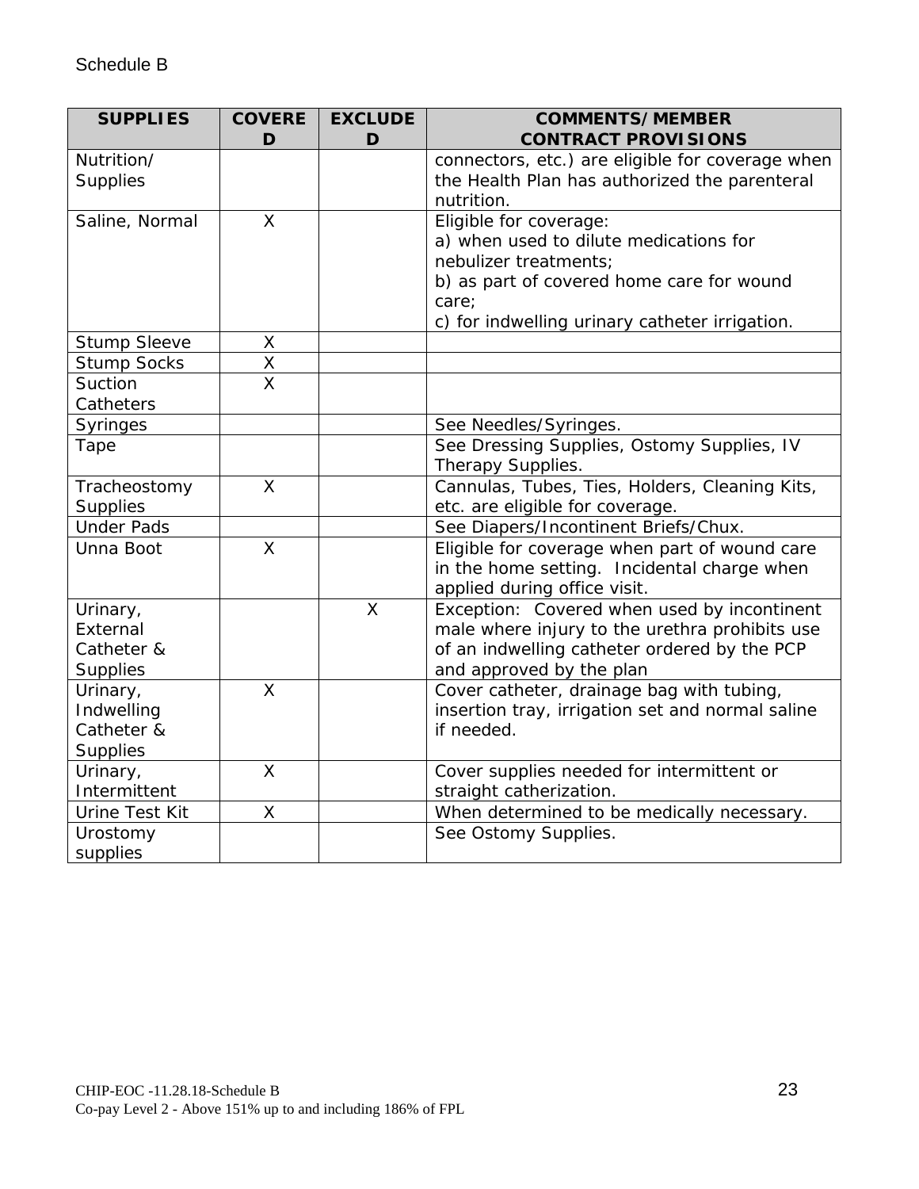Schedule B

| SUPPLIES | COVERED | EXCLUDED | COMMENTS/MEMBER CONTRACT PROVISIONS |
|---|---|---|---|
| Nutrition/ Supplies | | | connectors, etc.) are eligible for coverage when the Health Plan has authorized the parenteral nutrition. |
| Saline, Normal | X | | Eligible for coverage:<br>a) when used to dilute medications for nebulizer treatments;<br>b) as part of covered home care for wound care;<br>c) for indwelling urinary catheter irrigation. |
| Stump Sleeve | X | | |
| Stump Socks | X | | |
| Suction Catheters | X | | |
| Syringes | | | See Needles/Syringes. |
| Tape | | | See Dressing Supplies, Ostomy Supplies, IV Therapy Supplies. |
| Tracheostomy Supplies | X | | Cannulas, Tubes, Ties, Holders, Cleaning Kits, etc. are eligible for coverage. |
| Under Pads | | | See Diapers/Incontinent Briefs/Chux. |
| Unna Boot | X | | Eligible for coverage when part of wound care in the home setting. Incidental charge when applied during office visit. |
| Urinary, External Catheter & Supplies | | X | Exception: Covered when used by incontinent male where injury to the urethra prohibits use of an indwelling catheter ordered by the PCP and approved by the plan |
| Urinary, Indwelling Catheter & Supplies | X | | Cover catheter, drainage bag with tubing, insertion tray, irrigation set and normal saline if needed. |
| Urinary, Intermittent | X | | Cover supplies needed for intermittent or straight catherization. |
| Urine Test Kit | X | | When determined to be medically necessary. |
| Urostomy supplies | | | See Ostomy Supplies. |

CHIP-EOC -11.28.18-Schedule B
Co-pay Level 2 - Above 151% up to and including 186% of FPL